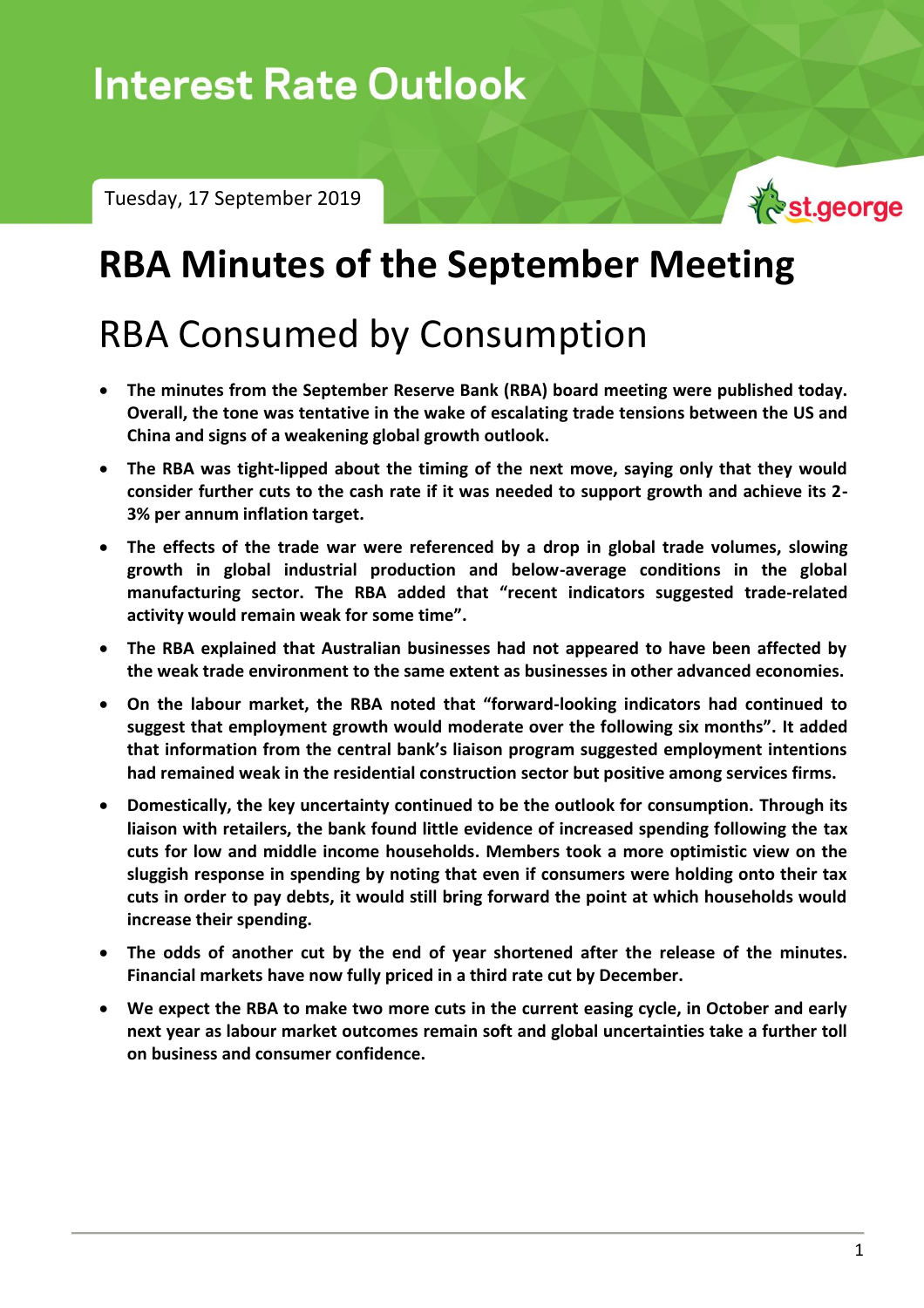# Interest Rate Outlook

Tuesday, 17 September 2019

st.george

# RBA Minutes of the September Meeting

## RBA Consumed by Consumption

- **The minutes from the September Reserve Bank (RBA) board meeting were published today. Overall, the tone was tentative in the wake of escalating trade tensions between the US and China and signs of a weakening global growth outlook.**
- **The RBA was tight-lipped about the timing of the next move, saying only that they would consider further cuts to the cash rate if it was needed to support growth and achieve its 2-3% per annum inflation target.**
- **The effects of the trade war were referenced by a drop in global trade volumes, slowing growth in global industrial production and below-average conditions in the global manufacturing sector. The RBA added that "recent indicators suggested trade-related activity would remain weak for some time".**
- **The RBA explained that Australian businesses had not appeared to have been affected by the weak trade environment to the same extent as businesses in other advanced economies.**
- **On the labour market, the RBA noted that "forward-looking indicators had continued to suggest that employment growth would moderate over the following six months". It added that information from the central bank's liaison program suggested employment intentions had remained weak in the residential construction sector but positive among services firms.**
- **Domestically, the key uncertainty continued to be the outlook for consumption. Through its liaison with retailers, the bank found little evidence of increased spending following the tax cuts for low and middle income households. Members took a more optimistic view on the sluggish response in spending by noting that even if consumers were holding onto their tax cuts in order to pay debts, it would still bring forward the point at which households would increase their spending.**
- **The odds of another cut by the end of year shortened after the release of the minutes. Financial markets have now fully priced in a third rate cut by December.**
- **We expect the RBA to make two more cuts in the current easing cycle, in October and early next year as labour market outcomes remain soft and global uncertainties take a further toll on business and consumer confidence.**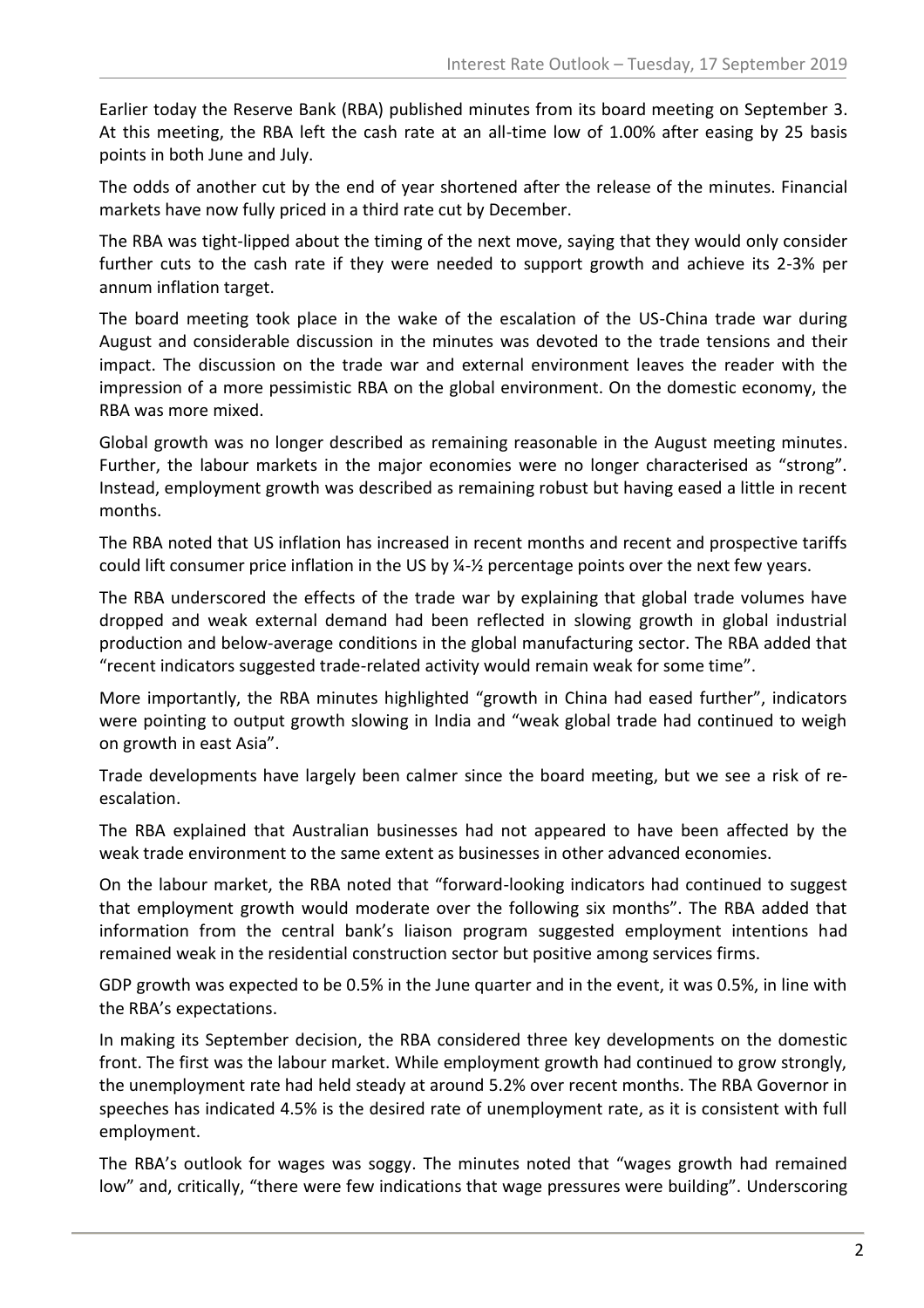Earlier today the Reserve Bank (RBA) published minutes from its board meeting on September 3. At this meeting, the RBA left the cash rate at an all-time low of 1.00% after easing by 25 basis points in both June and July.

The odds of another cut by the end of year shortened after the release of the minutes. Financial markets have now fully priced in a third rate cut by December.

The RBA was tight-lipped about the timing of the next move, saying that they would only consider further cuts to the cash rate if they were needed to support growth and achieve its 2-3% per annum inflation target.

The board meeting took place in the wake of the escalation of the US-China trade war during August and considerable discussion in the minutes was devoted to the trade tensions and their impact. The discussion on the trade war and external environment leaves the reader with the impression of a more pessimistic RBA on the global environment. On the domestic economy, the RBA was more mixed.

Global growth was no longer described as remaining reasonable in the August meeting minutes. Further, the labour markets in the major economies were no longer characterised as "strong". Instead, employment growth was described as remaining robust but having eased a little in recent months.

The RBA noted that US inflation has increased in recent months and recent and prospective tariffs could lift consumer price inflation in the US by ¼-½ percentage points over the next few years.

The RBA underscored the effects of the trade war by explaining that global trade volumes have dropped and weak external demand had been reflected in slowing growth in global industrial production and below-average conditions in the global manufacturing sector. The RBA added that "recent indicators suggested trade-related activity would remain weak for some time".

More importantly, the RBA minutes highlighted "growth in China had eased further", indicators were pointing to output growth slowing in India and "weak global trade had continued to weigh on growth in east Asia".

Trade developments have largely been calmer since the board meeting, but we see a risk of re-escalation.

The RBA explained that Australian businesses had not appeared to have been affected by the weak trade environment to the same extent as businesses in other advanced economies.

On the labour market, the RBA noted that "forward-looking indicators had continued to suggest that employment growth would moderate over the following six months". The RBA added that information from the central bank's liaison program suggested employment intentions had remained weak in the residential construction sector but positive among services firms.

GDP growth was expected to be 0.5% in the June quarter and in the event, it was 0.5%, in line with the RBA's expectations.

In making its September decision, the RBA considered three key developments on the domestic front. The first was the labour market. While employment growth had continued to grow strongly, the unemployment rate had held steady at around 5.2% over recent months. The RBA Governor in speeches has indicated 4.5% is the desired rate of unemployment rate, as it is consistent with full employment.

The RBA's outlook for wages was soggy. The minutes noted that "wages growth had remained low" and, critically, "there were few indications that wage pressures were building". Underscoring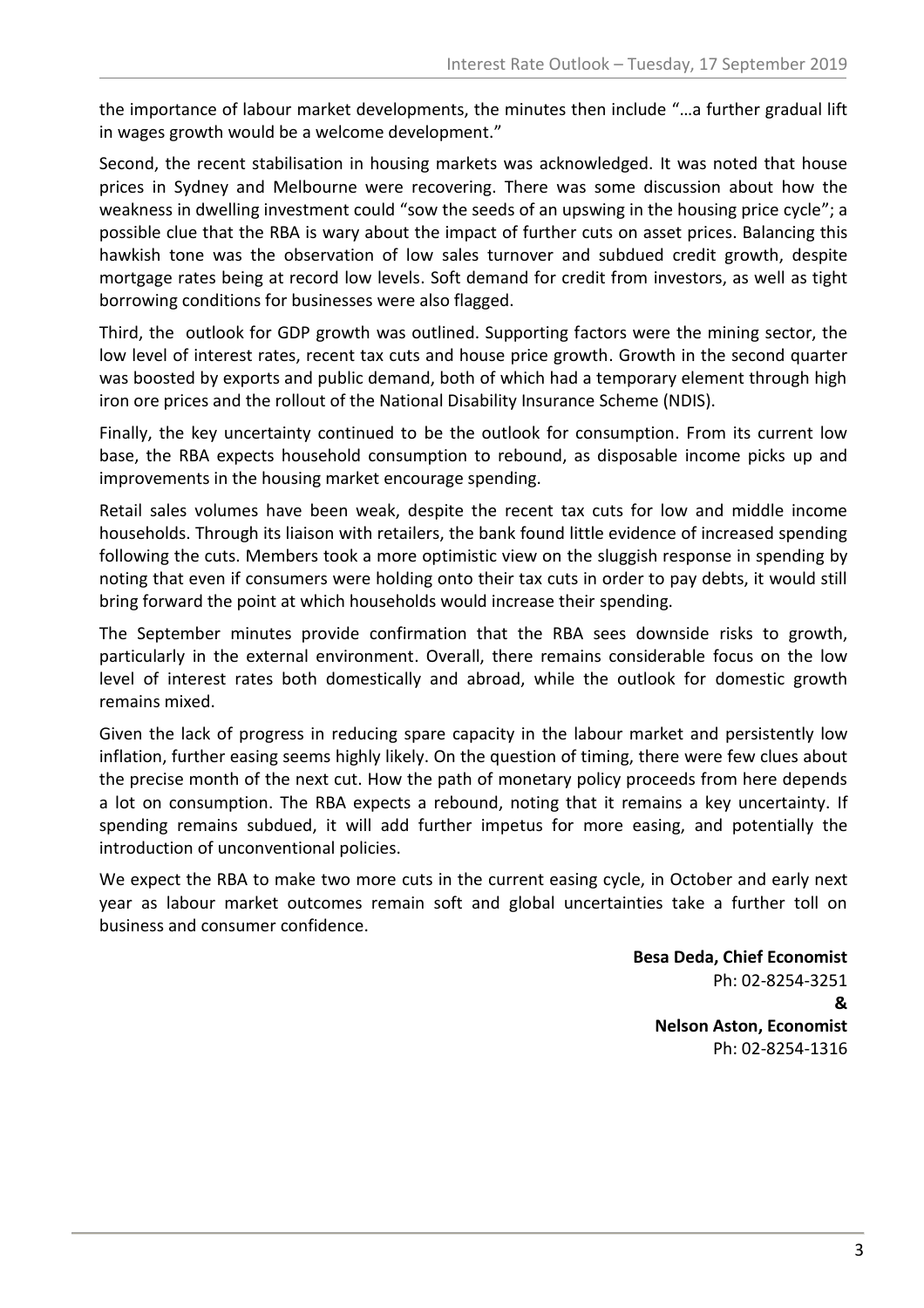the importance of labour market developments, the minutes then include "…a further gradual lift in wages growth would be a welcome development."

Second, the recent stabilisation in housing markets was acknowledged. It was noted that house prices in Sydney and Melbourne were recovering. There was some discussion about how the weakness in dwelling investment could "sow the seeds of an upswing in the housing price cycle"; a possible clue that the RBA is wary about the impact of further cuts on asset prices. Balancing this hawkish tone was the observation of low sales turnover and subdued credit growth, despite mortgage rates being at record low levels. Soft demand for credit from investors, as well as tight borrowing conditions for businesses were also flagged.

Third, the outlook for GDP growth was outlined. Supporting factors were the mining sector, the low level of interest rates, recent tax cuts and house price growth. Growth in the second quarter was boosted by exports and public demand, both of which had a temporary element through high iron ore prices and the rollout of the National Disability Insurance Scheme (NDIS).

Finally, the key uncertainty continued to be the outlook for consumption. From its current low base, the RBA expects household consumption to rebound, as disposable income picks up and improvements in the housing market encourage spending.

Retail sales volumes have been weak, despite the recent tax cuts for low and middle income households. Through its liaison with retailers, the bank found little evidence of increased spending following the cuts. Members took a more optimistic view on the sluggish response in spending by noting that even if consumers were holding onto their tax cuts in order to pay debts, it would still bring forward the point at which households would increase their spending.

The September minutes provide confirmation that the RBA sees downside risks to growth, particularly in the external environment. Overall, there remains considerable focus on the low level of interest rates both domestically and abroad, while the outlook for domestic growth remains mixed.

Given the lack of progress in reducing spare capacity in the labour market and persistently low inflation, further easing seems highly likely. On the question of timing, there were few clues about the precise month of the next cut. How the path of monetary policy proceeds from here depends a lot on consumption. The RBA expects a rebound, noting that it remains a key uncertainty. If spending remains subdued, it will add further impetus for more easing, and potentially the introduction of unconventional policies.

We expect the RBA to make two more cuts in the current easing cycle, in October and early next year as labour market outcomes remain soft and global uncertainties take a further toll on business and consumer confidence.

**Besa Deda, Chief Economist**
Ph: 02-8254-3251
**&**
**Nelson Aston, Economist**
Ph: 02-8254-1316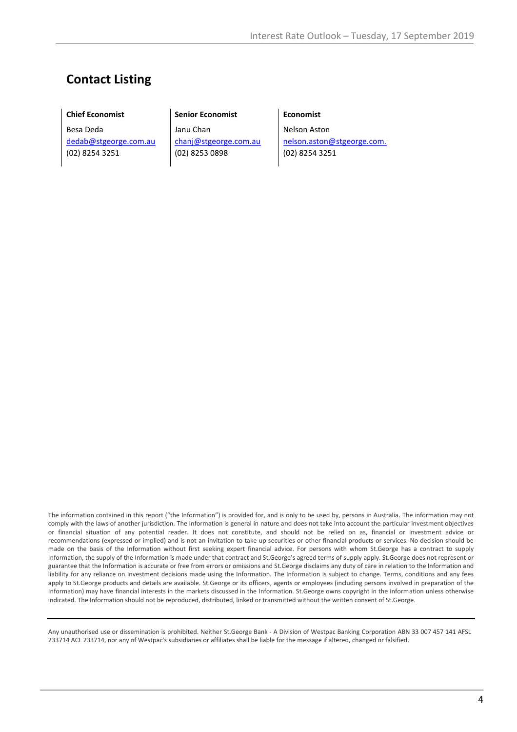## Contact Listing

**Chief Economist**

Besa Deda
dedab@stgeorge.com.au
(02) 8254 3251

**Senior Economist**

Janu Chan
chanj@stgeorge.com.au
(02) 8253 0898

**Economist**

Nelson Aston
nelson.aston@stgeorge.com.au
(02) 8254 3251

The information contained in this report ("the Information") is provided for, and is only to be used by, persons in Australia. The information may not comply with the laws of another jurisdiction. The Information is general in nature and does not take into account the particular investment objectives or financial situation of any potential reader. It does not constitute, and should not be relied on as, financial or investment advice or recommendations (expressed or implied) and is not an invitation to take up securities or other financial products or services. No decision should be made on the basis of the Information without first seeking expert financial advice. For persons with whom St.George has a contract to supply Information, the supply of the Information is made under that contract and St.George's agreed terms of supply apply. St.George does not represent or guarantee that the Information is accurate or free from errors or omissions and St.George disclaims any duty of care in relation to the Information and liability for any reliance on investment decisions made using the Information. The Information is subject to change. Terms, conditions and any fees apply to St.George products and details are available. St.George or its officers, agents or employees (including persons involved in preparation of the Information) may have financial interests in the markets discussed in the Information. St.George owns copyright in the information unless otherwise indicated. The Information should not be reproduced, distributed, linked or transmitted without the written consent of St.George.

Any unauthorised use or dissemination is prohibited. Neither St.George Bank - A Division of Westpac Banking Corporation ABN 33 007 457 141 AFSL 233714 ACL 233714, nor any of Westpac's subsidiaries or affiliates shall be liable for the message if altered, changed or falsified.